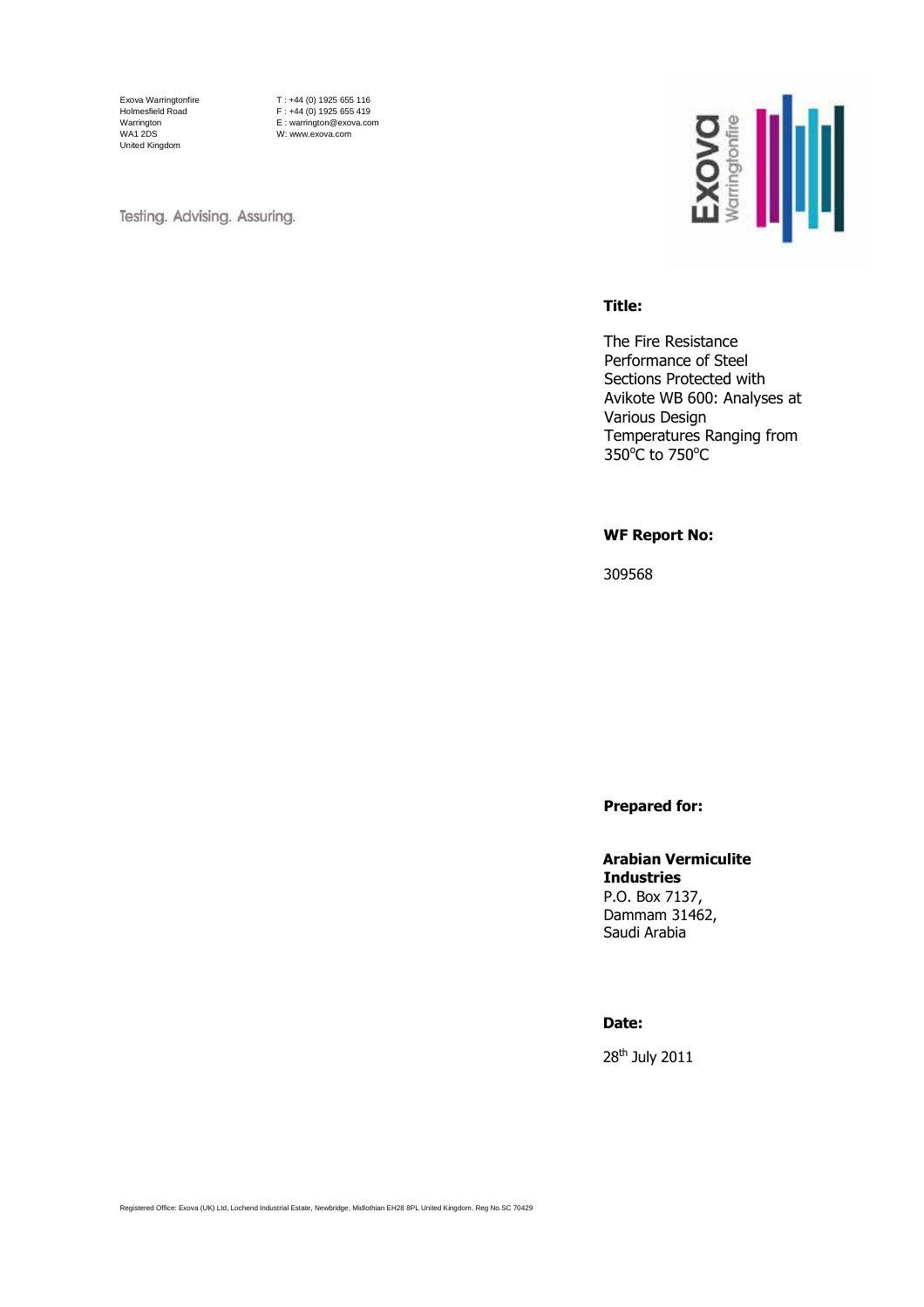Exova Warringtonfire
Holmesfield Road
Warrington
WA1 2DS
United Kingdom

T : +44 (0) 1925 655 116
F : +44 (0) 1925 655 419
E : warrington@exova.com
W: www.exova.com

Testing. Advising. Assuring.

**Title:**

The Fire Resistance Performance of Steel Sections Protected with Avikote WB 600: Analyses at Various Design Temperatures Ranging from 350°C to 750°C

**WF Report No:**

309568

**Prepared for:**

**Arabian Vermiculite Industries**
P.O. Box 7137,
Dammam 31462,
Saudi Arabia

**Date:**

28th July 2011

Registered Office: Exova (UK) Ltd, Lochend Industrial Estate, Newbridge, Midlothian EH28 8PL United Kingdom. Reg No.SC 70429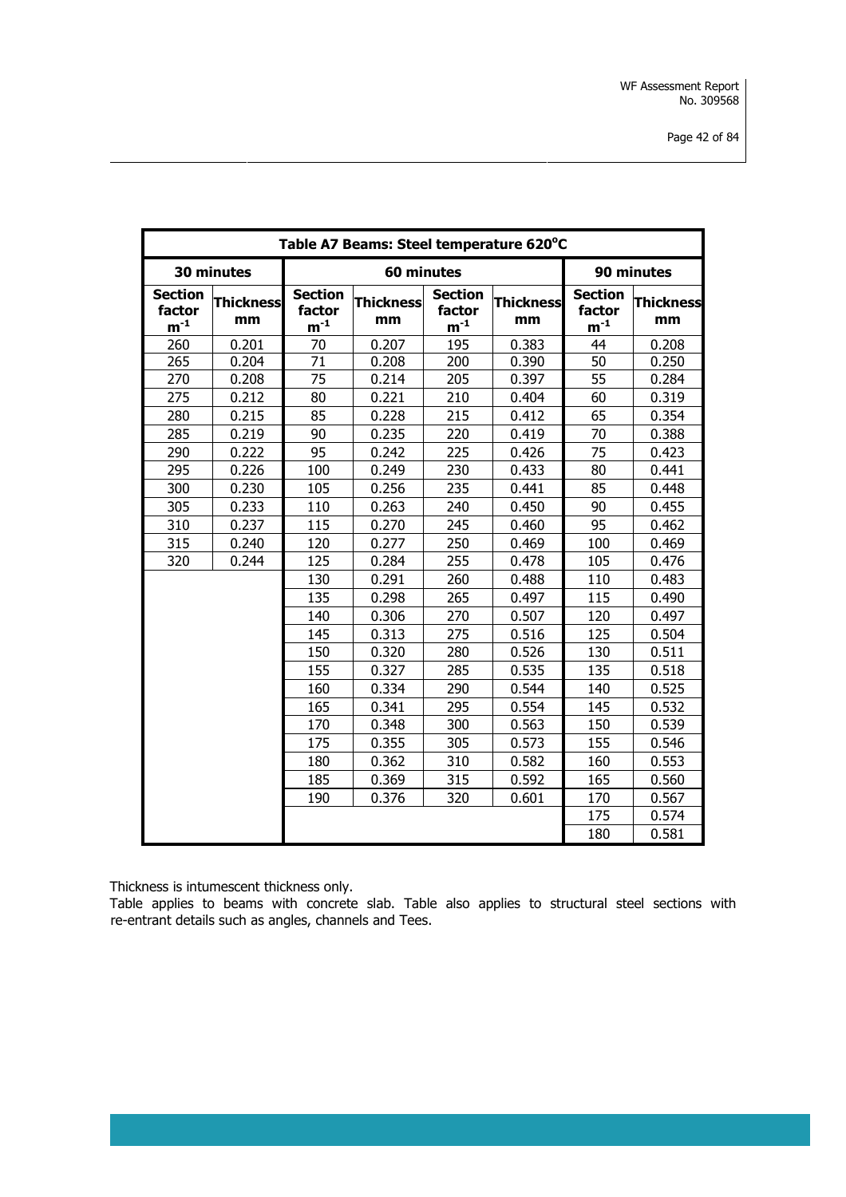| Table A7 Beams: Steel temperature 620°C | | | | | | | |
|---|---|---|---|---|---|---|---|
| 30 minutes | | 60 minutes | | | | 90 minutes | |
| Section factor $m^{-1}$ | Thickness mm | Section factor $m^{-1}$ | Thickness mm | Section factor $m^{-1}$ | Thickness mm | Section factor $m^{-1}$ | Thickness mm |
| 260 | 0.201 | 70 | 0.207 | 195 | 0.383 | 44 | 0.208 |
| 265 | 0.204 | 71 | 0.208 | 200 | 0.390 | 50 | 0.250 |
| 270 | 0.208 | 75 | 0.214 | 205 | 0.397 | 55 | 0.284 |
| 275 | 0.212 | 80 | 0.221 | 210 | 0.404 | 60 | 0.319 |
| 280 | 0.215 | 85 | 0.228 | 215 | 0.412 | 65 | 0.354 |
| 285 | 0.219 | 90 | 0.235 | 220 | 0.419 | 70 | 0.388 |
| 290 | 0.222 | 95 | 0.242 | 225 | 0.426 | 75 | 0.423 |
| 295 | 0.226 | 100 | 0.249 | 230 | 0.433 | 80 | 0.441 |
| 300 | 0.230 | 105 | 0.256 | 235 | 0.441 | 85 | 0.448 |
| 305 | 0.233 | 110 | 0.263 | 240 | 0.450 | 90 | 0.455 |
| 310 | 0.237 | 115 | 0.270 | 245 | 0.460 | 95 | 0.462 |
| 315 | 0.240 | 120 | 0.277 | 250 | 0.469 | 100 | 0.469 |
| 320 | 0.244 | 125 | 0.284 | 255 | 0.478 | 105 | 0.476 |
| | | 130 | 0.291 | 260 | 0.488 | 110 | 0.483 |
| | | 135 | 0.298 | 265 | 0.497 | 115 | 0.490 |
| | | 140 | 0.306 | 270 | 0.507 | 120 | 0.497 |
| | | 145 | 0.313 | 275 | 0.516 | 125 | 0.504 |
| | | 150 | 0.320 | 280 | 0.526 | 130 | 0.511 |
| | | 155 | 0.327 | 285 | 0.535 | 135 | 0.518 |
| | | 160 | 0.334 | 290 | 0.544 | 140 | 0.525 |
| | | 165 | 0.341 | 295 | 0.554 | 145 | 0.532 |
| | | 170 | 0.348 | 300 | 0.563 | 150 | 0.539 |
| | | 175 | 0.355 | 305 | 0.573 | 155 | 0.546 |
| | | 180 | 0.362 | 310 | 0.582 | 160 | 0.553 |
| | | 185 | 0.369 | 315 | 0.592 | 165 | 0.560 |
| | | 190 | 0.376 | 320 | 0.601 | 170 | 0.567 |
| | | | | | | 175 | 0.574 |
| | | | | | | 180 | 0.581 |

Thickness is intumescent thickness only.
Table applies to beams with concrete slab. Table also applies to structural steel sections with re-entrant details such as angles, channels and Tees.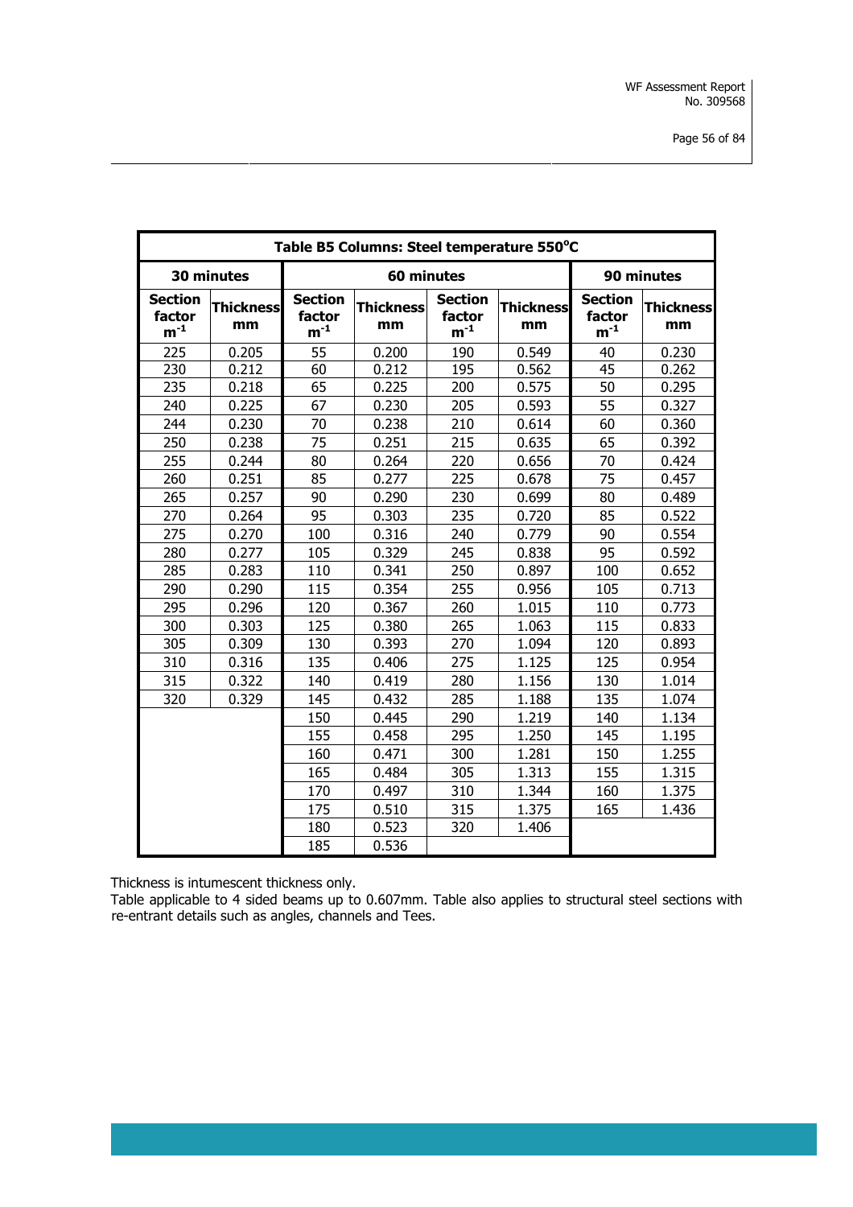| Table B5 Columns: Steel temperature 550°C | | | | | | | |
|---|---|---|---|---|---|---|---|
| 30 minutes | | 60 minutes | | | | 90 minutes | |
| Section factor $m^{-1}$ | Thickness mm | Section factor $m^{-1}$ | Thickness mm | Section factor $m^{-1}$ | Thickness mm | Section factor $m^{-1}$ | Thickness mm |
| 225 | 0.205 | 55 | 0.200 | 190 | 0.549 | 40 | 0.230 |
| 230 | 0.212 | 60 | 0.212 | 195 | 0.562 | 45 | 0.262 |
| 235 | 0.218 | 65 | 0.225 | 200 | 0.575 | 50 | 0.295 |
| 240 | 0.225 | 67 | 0.230 | 205 | 0.593 | 55 | 0.327 |
| 244 | 0.230 | 70 | 0.238 | 210 | 0.614 | 60 | 0.360 |
| 250 | 0.238 | 75 | 0.251 | 215 | 0.635 | 65 | 0.392 |
| 255 | 0.244 | 80 | 0.264 | 220 | 0.656 | 70 | 0.424 |
| 260 | 0.251 | 85 | 0.277 | 225 | 0.678 | 75 | 0.457 |
| 265 | 0.257 | 90 | 0.290 | 230 | 0.699 | 80 | 0.489 |
| 270 | 0.264 | 95 | 0.303 | 235 | 0.720 | 85 | 0.522 |
| 275 | 0.270 | 100 | 0.316 | 240 | 0.779 | 90 | 0.554 |
| 280 | 0.277 | 105 | 0.329 | 245 | 0.838 | 95 | 0.592 |
| 285 | 0.283 | 110 | 0.341 | 250 | 0.897 | 100 | 0.652 |
| 290 | 0.290 | 115 | 0.354 | 255 | 0.956 | 105 | 0.713 |
| 295 | 0.296 | 120 | 0.367 | 260 | 1.015 | 110 | 0.773 |
| 300 | 0.303 | 125 | 0.380 | 265 | 1.063 | 115 | 0.833 |
| 305 | 0.309 | 130 | 0.393 | 270 | 1.094 | 120 | 0.893 |
| 310 | 0.316 | 135 | 0.406 | 275 | 1.125 | 125 | 0.954 |
| 315 | 0.322 | 140 | 0.419 | 280 | 1.156 | 130 | 1.014 |
| 320 | 0.329 | 145 | 0.432 | 285 | 1.188 | 135 | 1.074 |
| | | 150 | 0.445 | 290 | 1.219 | 140 | 1.134 |
| | | 155 | 0.458 | 295 | 1.250 | 145 | 1.195 |
| | | 160 | 0.471 | 300 | 1.281 | 150 | 1.255 |
| | | 165 | 0.484 | 305 | 1.313 | 155 | 1.315 |
| | | 170 | 0.497 | 310 | 1.344 | 160 | 1.375 |
| | | 175 | 0.510 | 315 | 1.375 | 165 | 1.436 |
| | | 180 | 0.523 | 320 | 1.406 | | |
| | | 185 | 0.536 | | | | |

Thickness is intumescent thickness only.
Table applicable to 4 sided beams up to 0.607mm. Table also applies to structural steel sections with re-entrant details such as angles, channels and Tees.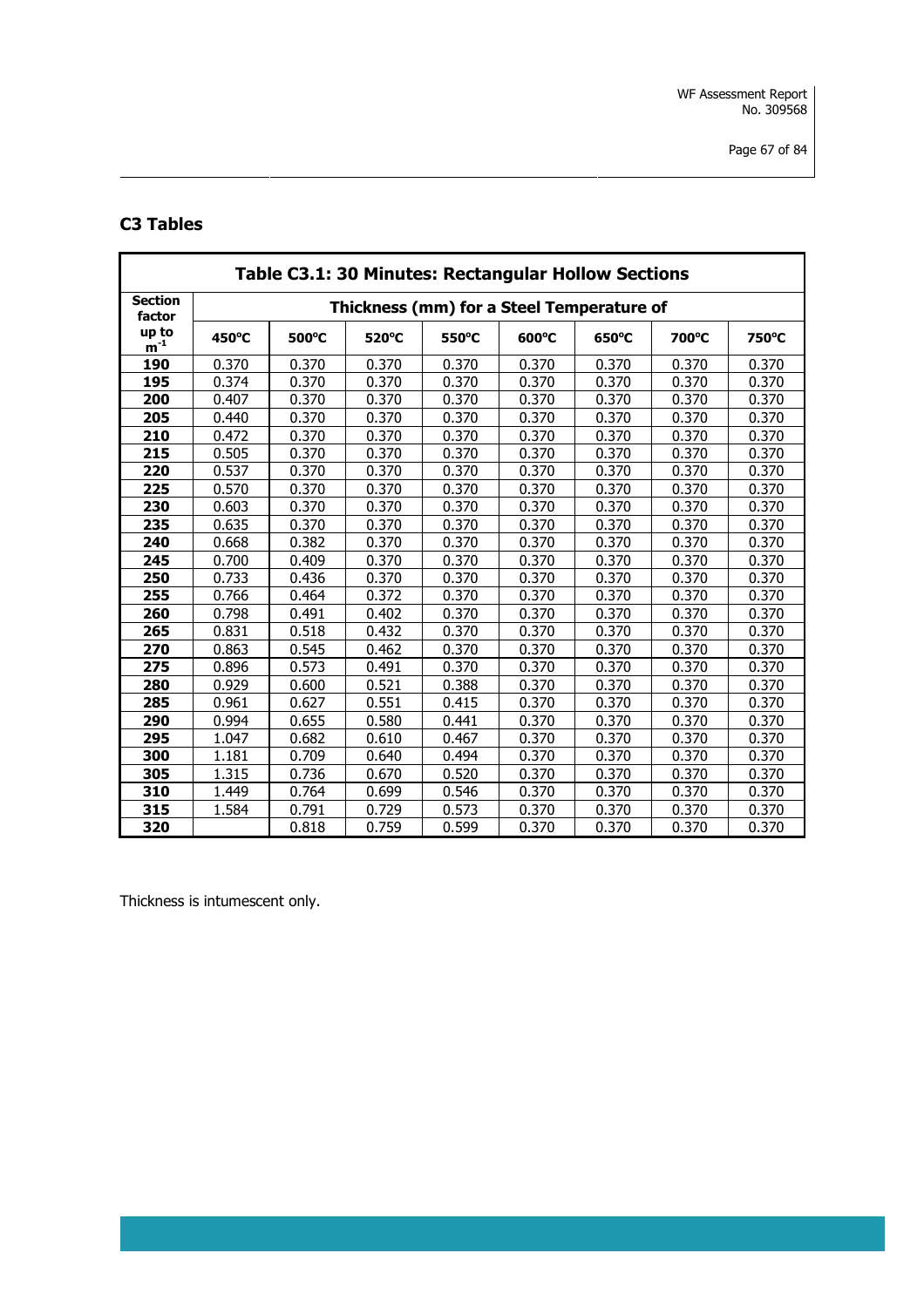## C3 Tables

| Table C3.1: 30 Minutes: Rectangular Hollow Sections | | | | | | | | |
|---|---|---|---|---|---|---|---|---|
| Section factor up to $m^{-1}$ | Thickness (mm) for a Steel Temperature of | | | | | | | |
| | 450°C | 500°C | 520°C | 550°C | 600°C | 650°C | 700°C | 750°C |
| **190** | 0.370 | 0.370 | 0.370 | 0.370 | 0.370 | 0.370 | 0.370 | 0.370 |
| **195** | 0.374 | 0.370 | 0.370 | 0.370 | 0.370 | 0.370 | 0.370 | 0.370 |
| **200** | 0.407 | 0.370 | 0.370 | 0.370 | 0.370 | 0.370 | 0.370 | 0.370 |
| **205** | 0.440 | 0.370 | 0.370 | 0.370 | 0.370 | 0.370 | 0.370 | 0.370 |
| **210** | 0.472 | 0.370 | 0.370 | 0.370 | 0.370 | 0.370 | 0.370 | 0.370 |
| **215** | 0.505 | 0.370 | 0.370 | 0.370 | 0.370 | 0.370 | 0.370 | 0.370 |
| **220** | 0.537 | 0.370 | 0.370 | 0.370 | 0.370 | 0.370 | 0.370 | 0.370 |
| **225** | 0.570 | 0.370 | 0.370 | 0.370 | 0.370 | 0.370 | 0.370 | 0.370 |
| **230** | 0.603 | 0.370 | 0.370 | 0.370 | 0.370 | 0.370 | 0.370 | 0.370 |
| **235** | 0.635 | 0.370 | 0.370 | 0.370 | 0.370 | 0.370 | 0.370 | 0.370 |
| **240** | 0.668 | 0.382 | 0.370 | 0.370 | 0.370 | 0.370 | 0.370 | 0.370 |
| **245** | 0.700 | 0.409 | 0.370 | 0.370 | 0.370 | 0.370 | 0.370 | 0.370 |
| **250** | 0.733 | 0.436 | 0.370 | 0.370 | 0.370 | 0.370 | 0.370 | 0.370 |
| **255** | 0.766 | 0.464 | 0.372 | 0.370 | 0.370 | 0.370 | 0.370 | 0.370 |
| **260** | 0.798 | 0.491 | 0.402 | 0.370 | 0.370 | 0.370 | 0.370 | 0.370 |
| **265** | 0.831 | 0.518 | 0.432 | 0.370 | 0.370 | 0.370 | 0.370 | 0.370 |
| **270** | 0.863 | 0.545 | 0.462 | 0.370 | 0.370 | 0.370 | 0.370 | 0.370 |
| **275** | 0.896 | 0.573 | 0.491 | 0.370 | 0.370 | 0.370 | 0.370 | 0.370 |
| **280** | 0.929 | 0.600 | 0.521 | 0.388 | 0.370 | 0.370 | 0.370 | 0.370 |
| **285** | 0.961 | 0.627 | 0.551 | 0.415 | 0.370 | 0.370 | 0.370 | 0.370 |
| **290** | 0.994 | 0.655 | 0.580 | 0.441 | 0.370 | 0.370 | 0.370 | 0.370 |
| **295** | 1.047 | 0.682 | 0.610 | 0.467 | 0.370 | 0.370 | 0.370 | 0.370 |
| **300** | 1.181 | 0.709 | 0.640 | 0.494 | 0.370 | 0.370 | 0.370 | 0.370 |
| **305** | 1.315 | 0.736 | 0.670 | 0.520 | 0.370 | 0.370 | 0.370 | 0.370 |
| **310** | 1.449 | 0.764 | 0.699 | 0.546 | 0.370 | 0.370 | 0.370 | 0.370 |
| **315** | 1.584 | 0.791 | 0.729 | 0.573 | 0.370 | 0.370 | 0.370 | 0.370 |
| **320** | | 0.818 | 0.759 | 0.599 | 0.370 | 0.370 | 0.370 | 0.370 |

Thickness is intumescent only.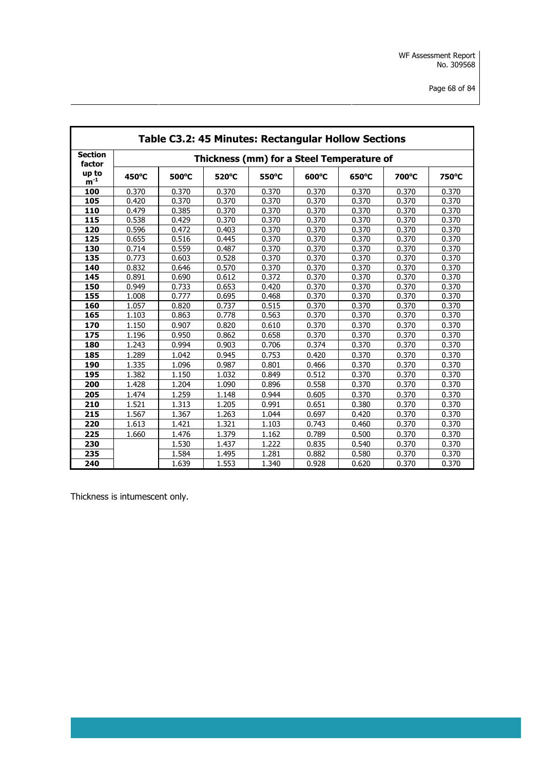| Table C3.2: 45 Minutes: Rectangular Hollow Sections | | | | | | | | |
|---|---|---|---|---|---|---|---|---|
| **Section factor** | **Thickness (mm) for a Steel Temperature of** | | | | | | | |
| **up to $m^{-1}$** | **450°C** | **500°C** | **520°C** | **550°C** | **600°C** | **650°C** | **700°C** | **750°C** |
| **100** | 0.370 | 0.370 | 0.370 | 0.370 | 0.370 | 0.370 | 0.370 | 0.370 |
| **105** | 0.420 | 0.370 | 0.370 | 0.370 | 0.370 | 0.370 | 0.370 | 0.370 |
| **110** | 0.479 | 0.385 | 0.370 | 0.370 | 0.370 | 0.370 | 0.370 | 0.370 |
| **115** | 0.538 | 0.429 | 0.370 | 0.370 | 0.370 | 0.370 | 0.370 | 0.370 |
| **120** | 0.596 | 0.472 | 0.403 | 0.370 | 0.370 | 0.370 | 0.370 | 0.370 |
| **125** | 0.655 | 0.516 | 0.445 | 0.370 | 0.370 | 0.370 | 0.370 | 0.370 |
| **130** | 0.714 | 0.559 | 0.487 | 0.370 | 0.370 | 0.370 | 0.370 | 0.370 |
| **135** | 0.773 | 0.603 | 0.528 | 0.370 | 0.370 | 0.370 | 0.370 | 0.370 |
| **140** | 0.832 | 0.646 | 0.570 | 0.370 | 0.370 | 0.370 | 0.370 | 0.370 |
| **145** | 0.891 | 0.690 | 0.612 | 0.372 | 0.370 | 0.370 | 0.370 | 0.370 |
| **150** | 0.949 | 0.733 | 0.653 | 0.420 | 0.370 | 0.370 | 0.370 | 0.370 |
| **155** | 1.008 | 0.777 | 0.695 | 0.468 | 0.370 | 0.370 | 0.370 | 0.370 |
| **160** | 1.057 | 0.820 | 0.737 | 0.515 | 0.370 | 0.370 | 0.370 | 0.370 |
| **165** | 1.103 | 0.863 | 0.778 | 0.563 | 0.370 | 0.370 | 0.370 | 0.370 |
| **170** | 1.150 | 0.907 | 0.820 | 0.610 | 0.370 | 0.370 | 0.370 | 0.370 |
| **175** | 1.196 | 0.950 | 0.862 | 0.658 | 0.370 | 0.370 | 0.370 | 0.370 |
| **180** | 1.243 | 0.994 | 0.903 | 0.706 | 0.374 | 0.370 | 0.370 | 0.370 |
| **185** | 1.289 | 1.042 | 0.945 | 0.753 | 0.420 | 0.370 | 0.370 | 0.370 |
| **190** | 1.335 | 1.096 | 0.987 | 0.801 | 0.466 | 0.370 | 0.370 | 0.370 |
| **195** | 1.382 | 1.150 | 1.032 | 0.849 | 0.512 | 0.370 | 0.370 | 0.370 |
| **200** | 1.428 | 1.204 | 1.090 | 0.896 | 0.558 | 0.370 | 0.370 | 0.370 |
| **205** | 1.474 | 1.259 | 1.148 | 0.944 | 0.605 | 0.370 | 0.370 | 0.370 |
| **210** | 1.521 | 1.313 | 1.205 | 0.991 | 0.651 | 0.380 | 0.370 | 0.370 |
| **215** | 1.567 | 1.367 | 1.263 | 1.044 | 0.697 | 0.420 | 0.370 | 0.370 |
| **220** | 1.613 | 1.421 | 1.321 | 1.103 | 0.743 | 0.460 | 0.370 | 0.370 |
| **225** | 1.660 | 1.476 | 1.379 | 1.162 | 0.789 | 0.500 | 0.370 | 0.370 |
| **230** | | 1.530 | 1.437 | 1.222 | 0.835 | 0.540 | 0.370 | 0.370 |
| **235** | | 1.584 | 1.495 | 1.281 | 0.882 | 0.580 | 0.370 | 0.370 |
| **240** | | 1.639 | 1.553 | 1.340 | 0.928 | 0.620 | 0.370 | 0.370 |

Thickness is intumescent only.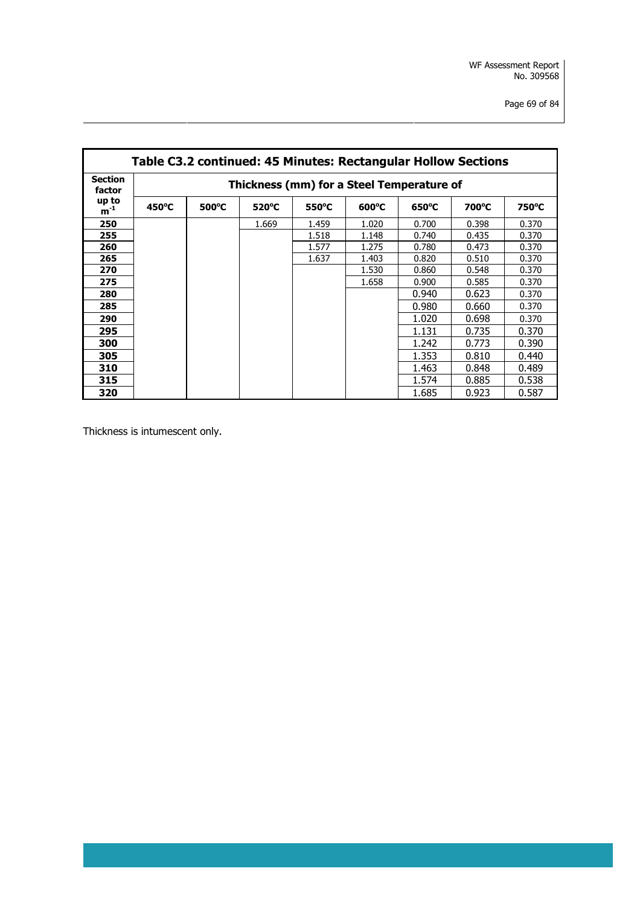| Table C3.2 continued: 45 Minutes: Rectangular Hollow Sections | | | | | | | | |
|---|---|---|---|---|---|---|---|---|
| Section factor up to $m^{-1}$ | Thickness (mm) for a Steel Temperature of | | | | | | | |
| | 450°C | 500°C | 520°C | 550°C | 600°C | 650°C | 700°C | 750°C |
| 250 | | | 1.669 | 1.459 | 1.020 | 0.700 | 0.398 | 0.370 |
| 255 | | | | 1.518 | 1.148 | 0.740 | 0.435 | 0.370 |
| 260 | | | | 1.577 | 1.275 | 0.780 | 0.473 | 0.370 |
| 265 | | | | 1.637 | 1.403 | 0.820 | 0.510 | 0.370 |
| 270 | | | | | 1.530 | 0.860 | 0.548 | 0.370 |
| 275 | | | | | 1.658 | 0.900 | 0.585 | 0.370 |
| 280 | | | | | | 0.940 | 0.623 | 0.370 |
| 285 | | | | | | 0.980 | 0.660 | 0.370 |
| 290 | | | | | | 1.020 | 0.698 | 0.370 |
| 295 | | | | | | 1.131 | 0.735 | 0.370 |
| 300 | | | | | | 1.242 | 0.773 | 0.390 |
| 305 | | | | | | 1.353 | 0.810 | 0.440 |
| 310 | | | | | | 1.463 | 0.848 | 0.489 |
| 315 | | | | | | 1.574 | 0.885 | 0.538 |
| 320 | | | | | | 1.685 | 0.923 | 0.587 |

Thickness is intumescent only.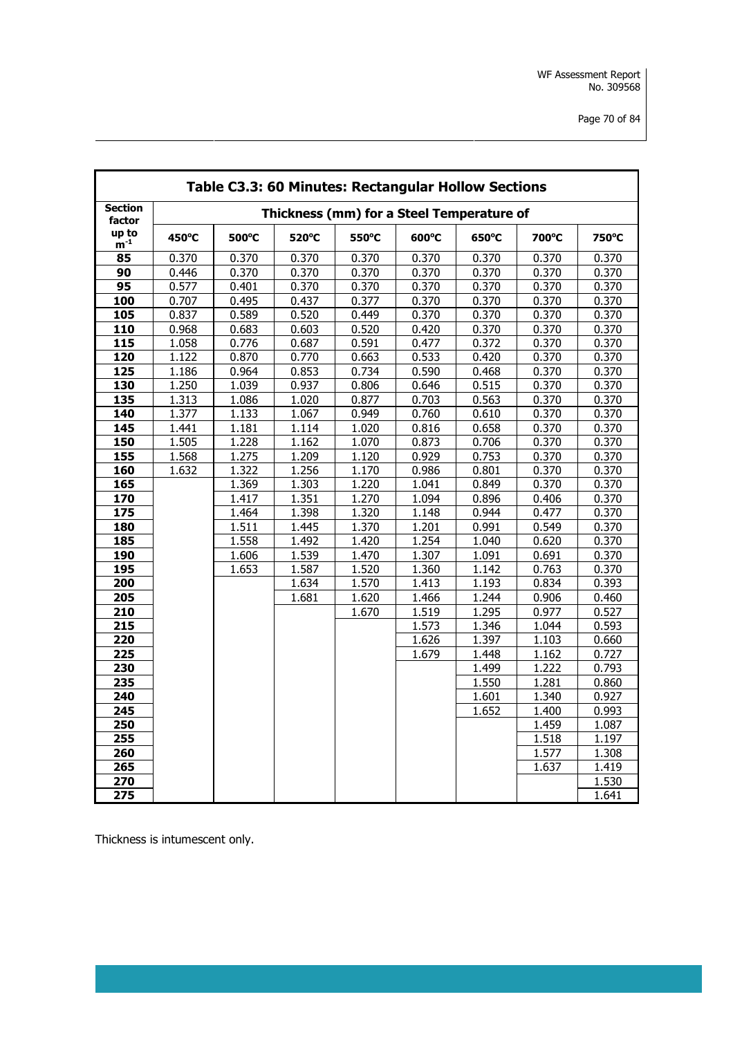| Table C3.3: 60 Minutes: Rectangular Hollow Sections | | | | | | | | |
|---|---|---|---|---|---|---|---|---|
| Section factor | Thickness (mm) for a Steel Temperature of | | | | | | | |
| up to $m^{-1}$ | 450°C | 500°C | 520°C | 550°C | 600°C | 650°C | 700°C | 750°C |
| 85 | 0.370 | 0.370 | 0.370 | 0.370 | 0.370 | 0.370 | 0.370 | 0.370 |
| 90 | 0.446 | 0.370 | 0.370 | 0.370 | 0.370 | 0.370 | 0.370 | 0.370 |
| 95 | 0.577 | 0.401 | 0.370 | 0.370 | 0.370 | 0.370 | 0.370 | 0.370 |
| 100 | 0.707 | 0.495 | 0.437 | 0.377 | 0.370 | 0.370 | 0.370 | 0.370 |
| 105 | 0.837 | 0.589 | 0.520 | 0.449 | 0.370 | 0.370 | 0.370 | 0.370 |
| 110 | 0.968 | 0.683 | 0.603 | 0.520 | 0.420 | 0.370 | 0.370 | 0.370 |
| 115 | 1.058 | 0.776 | 0.687 | 0.591 | 0.477 | 0.372 | 0.370 | 0.370 |
| 120 | 1.122 | 0.870 | 0.770 | 0.663 | 0.533 | 0.420 | 0.370 | 0.370 |
| 125 | 1.186 | 0.964 | 0.853 | 0.734 | 0.590 | 0.468 | 0.370 | 0.370 |
| 130 | 1.250 | 1.039 | 0.937 | 0.806 | 0.646 | 0.515 | 0.370 | 0.370 |
| 135 | 1.313 | 1.086 | 1.020 | 0.877 | 0.703 | 0.563 | 0.370 | 0.370 |
| 140 | 1.377 | 1.133 | 1.067 | 0.949 | 0.760 | 0.610 | 0.370 | 0.370 |
| 145 | 1.441 | 1.181 | 1.114 | 1.020 | 0.816 | 0.658 | 0.370 | 0.370 |
| 150 | 1.505 | 1.228 | 1.162 | 1.070 | 0.873 | 0.706 | 0.370 | 0.370 |
| 155 | 1.568 | 1.275 | 1.209 | 1.120 | 0.929 | 0.753 | 0.370 | 0.370 |
| 160 | 1.632 | 1.322 | 1.256 | 1.170 | 0.986 | 0.801 | 0.370 | 0.370 |
| 165 | | 1.369 | 1.303 | 1.220 | 1.041 | 0.849 | 0.370 | 0.370 |
| 170 | | 1.417 | 1.351 | 1.270 | 1.094 | 0.896 | 0.406 | 0.370 |
| 175 | | 1.464 | 1.398 | 1.320 | 1.148 | 0.944 | 0.477 | 0.370 |
| 180 | | 1.511 | 1.445 | 1.370 | 1.201 | 0.991 | 0.549 | 0.370 |
| 185 | | 1.558 | 1.492 | 1.420 | 1.254 | 1.040 | 0.620 | 0.370 |
| 190 | | 1.606 | 1.539 | 1.470 | 1.307 | 1.091 | 0.691 | 0.370 |
| 195 | | 1.653 | 1.587 | 1.520 | 1.360 | 1.142 | 0.763 | 0.370 |
| 200 | | | 1.634 | 1.570 | 1.413 | 1.193 | 0.834 | 0.393 |
| 205 | | | 1.681 | 1.620 | 1.466 | 1.244 | 0.906 | 0.460 |
| 210 | | | | 1.670 | 1.519 | 1.295 | 0.977 | 0.527 |
| 215 | | | | | 1.573 | 1.346 | 1.044 | 0.593 |
| 220 | | | | | 1.626 | 1.397 | 1.103 | 0.660 |
| 225 | | | | | 1.679 | 1.448 | 1.162 | 0.727 |
| 230 | | | | | | 1.499 | 1.222 | 0.793 |
| 235 | | | | | | 1.550 | 1.281 | 0.860 |
| 240 | | | | | | 1.601 | 1.340 | 0.927 |
| 245 | | | | | | 1.652 | 1.400 | 0.993 |
| 250 | | | | | | | 1.459 | 1.087 |
| 255 | | | | | | | 1.518 | 1.197 |
| 260 | | | | | | | 1.577 | 1.308 |
| 265 | | | | | | | 1.637 | 1.419 |
| 270 | | | | | | | | 1.530 |
| 275 | | | | | | | | 1.641 |

Thickness is intumescent only.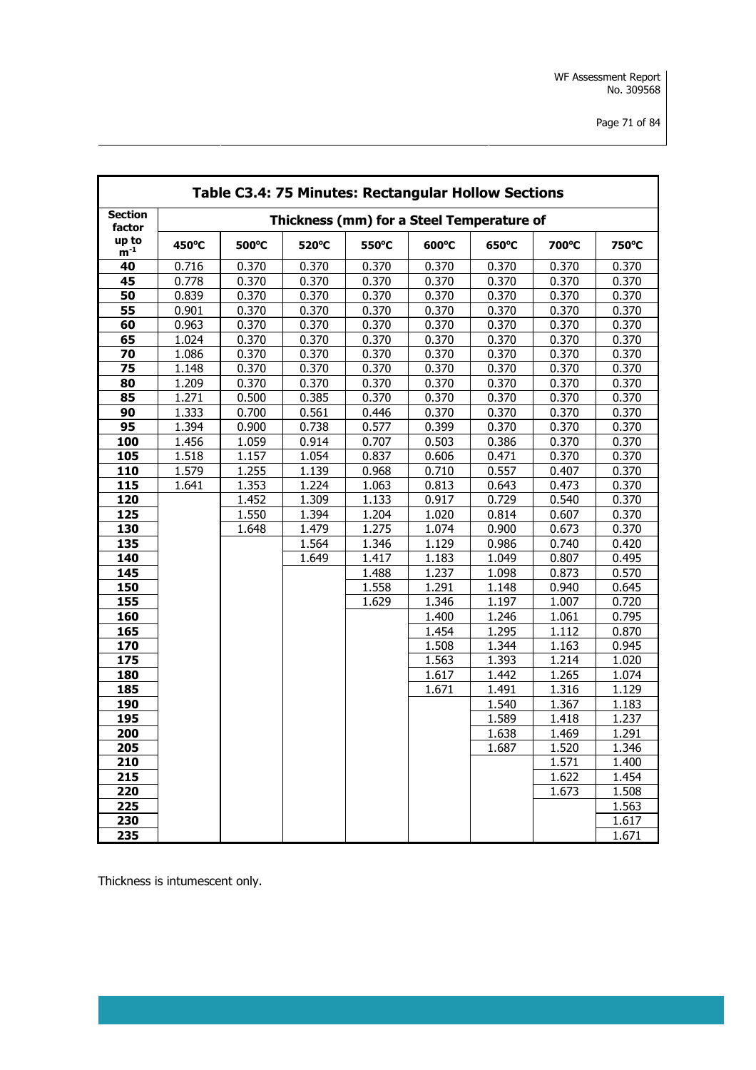| Table C3.4: 75 Minutes: Rectangular Hollow Sections | | | | | | | | |
|---|---|---|---|---|---|---|---|---|
| Section factor | Thickness (mm) for a Steel Temperature of | | | | | | | |
| up to $m^{-1}$ | 450°C | 500°C | 520°C | 550°C | 600°C | 650°C | 700°C | 750°C |
| 40 | 0.716 | 0.370 | 0.370 | 0.370 | 0.370 | 0.370 | 0.370 | 0.370 |
| 45 | 0.778 | 0.370 | 0.370 | 0.370 | 0.370 | 0.370 | 0.370 | 0.370 |
| 50 | 0.839 | 0.370 | 0.370 | 0.370 | 0.370 | 0.370 | 0.370 | 0.370 |
| 55 | 0.901 | 0.370 | 0.370 | 0.370 | 0.370 | 0.370 | 0.370 | 0.370 |
| 60 | 0.963 | 0.370 | 0.370 | 0.370 | 0.370 | 0.370 | 0.370 | 0.370 |
| 65 | 1.024 | 0.370 | 0.370 | 0.370 | 0.370 | 0.370 | 0.370 | 0.370 |
| 70 | 1.086 | 0.370 | 0.370 | 0.370 | 0.370 | 0.370 | 0.370 | 0.370 |
| 75 | 1.148 | 0.370 | 0.370 | 0.370 | 0.370 | 0.370 | 0.370 | 0.370 |
| 80 | 1.209 | 0.370 | 0.370 | 0.370 | 0.370 | 0.370 | 0.370 | 0.370 |
| 85 | 1.271 | 0.500 | 0.385 | 0.370 | 0.370 | 0.370 | 0.370 | 0.370 |
| 90 | 1.333 | 0.700 | 0.561 | 0.446 | 0.370 | 0.370 | 0.370 | 0.370 |
| 95 | 1.394 | 0.900 | 0.738 | 0.577 | 0.399 | 0.370 | 0.370 | 0.370 |
| 100 | 1.456 | 1.059 | 0.914 | 0.707 | 0.503 | 0.386 | 0.370 | 0.370 |
| 105 | 1.518 | 1.157 | 1.054 | 0.837 | 0.606 | 0.471 | 0.370 | 0.370 |
| 110 | 1.579 | 1.255 | 1.139 | 0.968 | 0.710 | 0.557 | 0.407 | 0.370 |
| 115 | 1.641 | 1.353 | 1.224 | 1.063 | 0.813 | 0.643 | 0.473 | 0.370 |
| 120 | | 1.452 | 1.309 | 1.133 | 0.917 | 0.729 | 0.540 | 0.370 |
| 125 | | 1.550 | 1.394 | 1.204 | 1.020 | 0.814 | 0.607 | 0.370 |
| 130 | | 1.648 | 1.479 | 1.275 | 1.074 | 0.900 | 0.673 | 0.370 |
| 135 | | | 1.564 | 1.346 | 1.129 | 0.986 | 0.740 | 0.420 |
| 140 | | | 1.649 | 1.417 | 1.183 | 1.049 | 0.807 | 0.495 |
| 145 | | | | 1.488 | 1.237 | 1.098 | 0.873 | 0.570 |
| 150 | | | | 1.558 | 1.291 | 1.148 | 0.940 | 0.645 |
| 155 | | | | 1.629 | 1.346 | 1.197 | 1.007 | 0.720 |
| 160 | | | | | 1.400 | 1.246 | 1.061 | 0.795 |
| 165 | | | | | 1.454 | 1.295 | 1.112 | 0.870 |
| 170 | | | | | 1.508 | 1.344 | 1.163 | 0.945 |
| 175 | | | | | 1.563 | 1.393 | 1.214 | 1.020 |
| 180 | | | | | 1.617 | 1.442 | 1.265 | 1.074 |
| 185 | | | | | 1.671 | 1.491 | 1.316 | 1.129 |
| 190 | | | | | | 1.540 | 1.367 | 1.183 |
| 195 | | | | | | 1.589 | 1.418 | 1.237 |
| 200 | | | | | | 1.638 | 1.469 | 1.291 |
| 205 | | | | | | 1.687 | 1.520 | 1.346 |
| 210 | | | | | | | 1.571 | 1.400 |
| 215 | | | | | | | 1.622 | 1.454 |
| 220 | | | | | | | 1.673 | 1.508 |
| 225 | | | | | | | | 1.563 |
| 230 | | | | | | | | 1.617 |
| 235 | | | | | | | | 1.671 |

Thickness is intumescent only.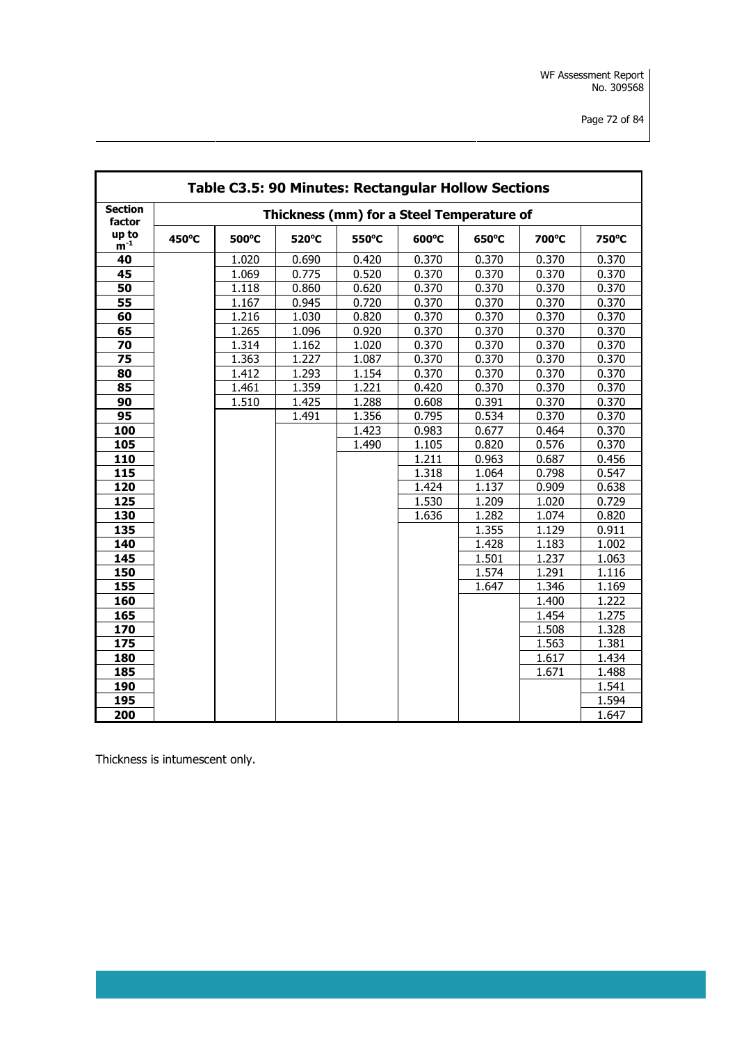| Table C3.5: 90 Minutes: Rectangular Hollow Sections | | | | | | | | |
|---|---|---|---|---|---|---|---|---|
| Section factor | Thickness (mm) for a Steel Temperature of | | | | | | | |
| up to $m^{-1}$ | 450°C | 500°C | 520°C | 550°C | 600°C | 650°C | 700°C | 750°C |
| 40 | | 1.020 | 0.690 | 0.420 | 0.370 | 0.370 | 0.370 | 0.370 |
| 45 | | 1.069 | 0.775 | 0.520 | 0.370 | 0.370 | 0.370 | 0.370 |
| 50 | | 1.118 | 0.860 | 0.620 | 0.370 | 0.370 | 0.370 | 0.370 |
| 55 | | 1.167 | 0.945 | 0.720 | 0.370 | 0.370 | 0.370 | 0.370 |
| 60 | | 1.216 | 1.030 | 0.820 | 0.370 | 0.370 | 0.370 | 0.370 |
| 65 | | 1.265 | 1.096 | 0.920 | 0.370 | 0.370 | 0.370 | 0.370 |
| 70 | | 1.314 | 1.162 | 1.020 | 0.370 | 0.370 | 0.370 | 0.370 |
| 75 | | 1.363 | 1.227 | 1.087 | 0.370 | 0.370 | 0.370 | 0.370 |
| 80 | | 1.412 | 1.293 | 1.154 | 0.370 | 0.370 | 0.370 | 0.370 |
| 85 | | 1.461 | 1.359 | 1.221 | 0.420 | 0.370 | 0.370 | 0.370 |
| 90 | | 1.510 | 1.425 | 1.288 | 0.608 | 0.391 | 0.370 | 0.370 |
| 95 | | | 1.491 | 1.356 | 0.795 | 0.534 | 0.370 | 0.370 |
| 100 | | | | 1.423 | 0.983 | 0.677 | 0.464 | 0.370 |
| 105 | | | | 1.490 | 1.105 | 0.820 | 0.576 | 0.370 |
| 110 | | | | | 1.211 | 0.963 | 0.687 | 0.456 |
| 115 | | | | | 1.318 | 1.064 | 0.798 | 0.547 |
| 120 | | | | | 1.424 | 1.137 | 0.909 | 0.638 |
| 125 | | | | | 1.530 | 1.209 | 1.020 | 0.729 |
| 130 | | | | | 1.636 | 1.282 | 1.074 | 0.820 |
| 135 | | | | | | 1.355 | 1.129 | 0.911 |
| 140 | | | | | | 1.428 | 1.183 | 1.002 |
| 145 | | | | | | 1.501 | 1.237 | 1.063 |
| 150 | | | | | | 1.574 | 1.291 | 1.116 |
| 155 | | | | | | 1.647 | 1.346 | 1.169 |
| 160 | | | | | | | 1.400 | 1.222 |
| 165 | | | | | | | 1.454 | 1.275 |
| 170 | | | | | | | 1.508 | 1.328 |
| 175 | | | | | | | 1.563 | 1.381 |
| 180 | | | | | | | 1.617 | 1.434 |
| 185 | | | | | | | 1.671 | 1.488 |
| 190 | | | | | | | | 1.541 |
| 195 | | | | | | | | 1.594 |
| 200 | | | | | | | | 1.647 |

Thickness is intumescent only.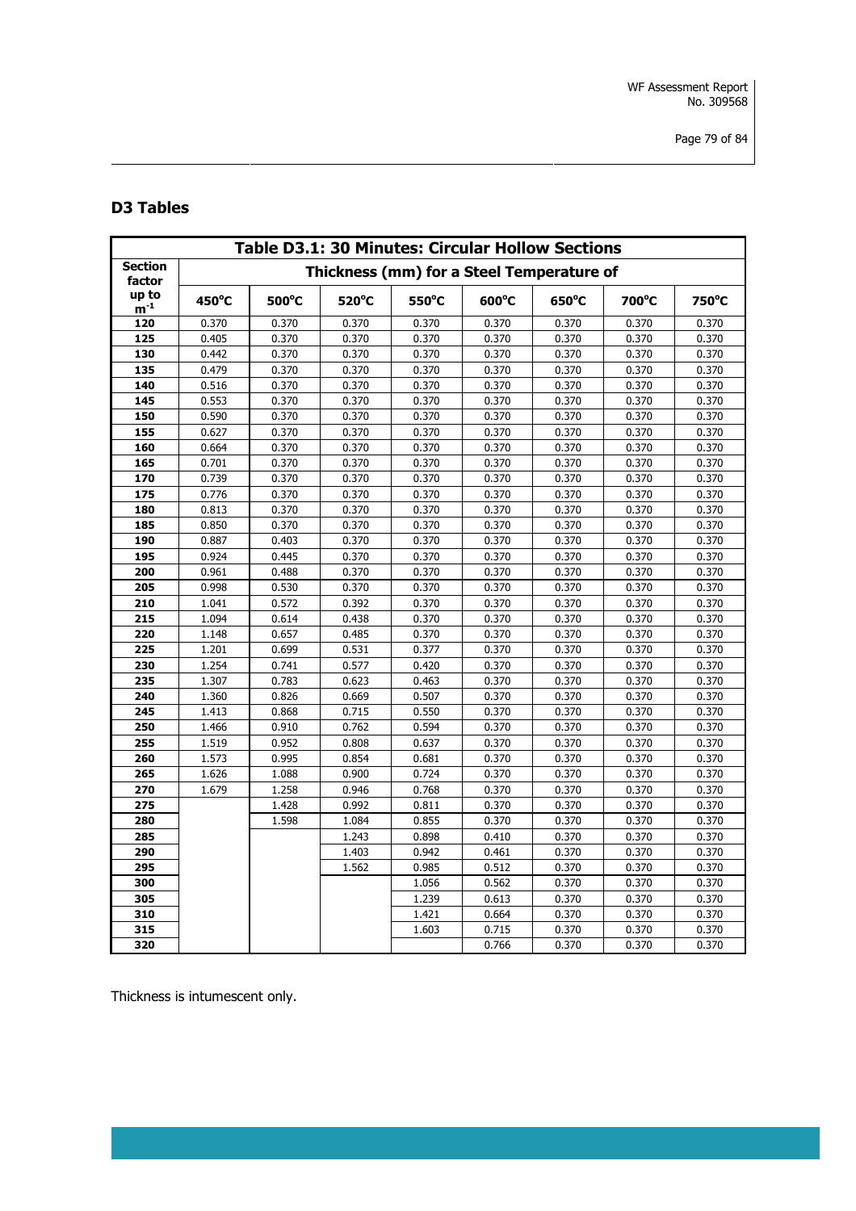## D3 Tables

| Table D3.1: 30 Minutes: Circular Hollow Sections | | | | | | | | |
|---|---|---|---|---|---|---|---|---|
| Section factor | Thickness (mm) for a Steel Temperature of | | | | | | | |
| up to $m^{-1}$ | 450°C | 500°C | 520°C | 550°C | 600°C | 650°C | 700°C | 750°C |
| 120 | 0.370 | 0.370 | 0.370 | 0.370 | 0.370 | 0.370 | 0.370 | 0.370 |
| 125 | 0.405 | 0.370 | 0.370 | 0.370 | 0.370 | 0.370 | 0.370 | 0.370 |
| 130 | 0.442 | 0.370 | 0.370 | 0.370 | 0.370 | 0.370 | 0.370 | 0.370 |
| 135 | 0.479 | 0.370 | 0.370 | 0.370 | 0.370 | 0.370 | 0.370 | 0.370 |
| 140 | 0.516 | 0.370 | 0.370 | 0.370 | 0.370 | 0.370 | 0.370 | 0.370 |
| 145 | 0.553 | 0.370 | 0.370 | 0.370 | 0.370 | 0.370 | 0.370 | 0.370 |
| 150 | 0.590 | 0.370 | 0.370 | 0.370 | 0.370 | 0.370 | 0.370 | 0.370 |
| 155 | 0.627 | 0.370 | 0.370 | 0.370 | 0.370 | 0.370 | 0.370 | 0.370 |
| 160 | 0.664 | 0.370 | 0.370 | 0.370 | 0.370 | 0.370 | 0.370 | 0.370 |
| 165 | 0.701 | 0.370 | 0.370 | 0.370 | 0.370 | 0.370 | 0.370 | 0.370 |
| 170 | 0.739 | 0.370 | 0.370 | 0.370 | 0.370 | 0.370 | 0.370 | 0.370 |
| 175 | 0.776 | 0.370 | 0.370 | 0.370 | 0.370 | 0.370 | 0.370 | 0.370 |
| 180 | 0.813 | 0.370 | 0.370 | 0.370 | 0.370 | 0.370 | 0.370 | 0.370 |
| 185 | 0.850 | 0.370 | 0.370 | 0.370 | 0.370 | 0.370 | 0.370 | 0.370 |
| 190 | 0.887 | 0.403 | 0.370 | 0.370 | 0.370 | 0.370 | 0.370 | 0.370 |
| 195 | 0.924 | 0.445 | 0.370 | 0.370 | 0.370 | 0.370 | 0.370 | 0.370 |
| 200 | 0.961 | 0.488 | 0.370 | 0.370 | 0.370 | 0.370 | 0.370 | 0.370 |
| 205 | 0.998 | 0.530 | 0.370 | 0.370 | 0.370 | 0.370 | 0.370 | 0.370 |
| 210 | 1.041 | 0.572 | 0.392 | 0.370 | 0.370 | 0.370 | 0.370 | 0.370 |
| 215 | 1.094 | 0.614 | 0.438 | 0.370 | 0.370 | 0.370 | 0.370 | 0.370 |
| 220 | 1.148 | 0.657 | 0.485 | 0.370 | 0.370 | 0.370 | 0.370 | 0.370 |
| 225 | 1.201 | 0.699 | 0.531 | 0.377 | 0.370 | 0.370 | 0.370 | 0.370 |
| 230 | 1.254 | 0.741 | 0.577 | 0.420 | 0.370 | 0.370 | 0.370 | 0.370 |
| 235 | 1.307 | 0.783 | 0.623 | 0.463 | 0.370 | 0.370 | 0.370 | 0.370 |
| 240 | 1.360 | 0.826 | 0.669 | 0.507 | 0.370 | 0.370 | 0.370 | 0.370 |
| 245 | 1.413 | 0.868 | 0.715 | 0.550 | 0.370 | 0.370 | 0.370 | 0.370 |
| 250 | 1.466 | 0.910 | 0.762 | 0.594 | 0.370 | 0.370 | 0.370 | 0.370 |
| 255 | 1.519 | 0.952 | 0.808 | 0.637 | 0.370 | 0.370 | 0.370 | 0.370 |
| 260 | 1.573 | 0.995 | 0.854 | 0.681 | 0.370 | 0.370 | 0.370 | 0.370 |
| 265 | 1.626 | 1.088 | 0.900 | 0.724 | 0.370 | 0.370 | 0.370 | 0.370 |
| 270 | 1.679 | 1.258 | 0.946 | 0.768 | 0.370 | 0.370 | 0.370 | 0.370 |
| 275 | | 1.428 | 0.992 | 0.811 | 0.370 | 0.370 | 0.370 | 0.370 |
| 280 | | 1.598 | 1.084 | 0.855 | 0.370 | 0.370 | 0.370 | 0.370 |
| 285 | | | 1.243 | 0.898 | 0.410 | 0.370 | 0.370 | 0.370 |
| 290 | | | 1.403 | 0.942 | 0.461 | 0.370 | 0.370 | 0.370 |
| 295 | | | 1.562 | 0.985 | 0.512 | 0.370 | 0.370 | 0.370 |
| 300 | | | | 1.056 | 0.562 | 0.370 | 0.370 | 0.370 |
| 305 | | | | 1.239 | 0.613 | 0.370 | 0.370 | 0.370 |
| 310 | | | | 1.421 | 0.664 | 0.370 | 0.370 | 0.370 |
| 315 | | | | 1.603 | 0.715 | 0.370 | 0.370 | 0.370 |
| 320 | | | | | 0.766 | 0.370 | 0.370 | 0.370 |

Thickness is intumescent only.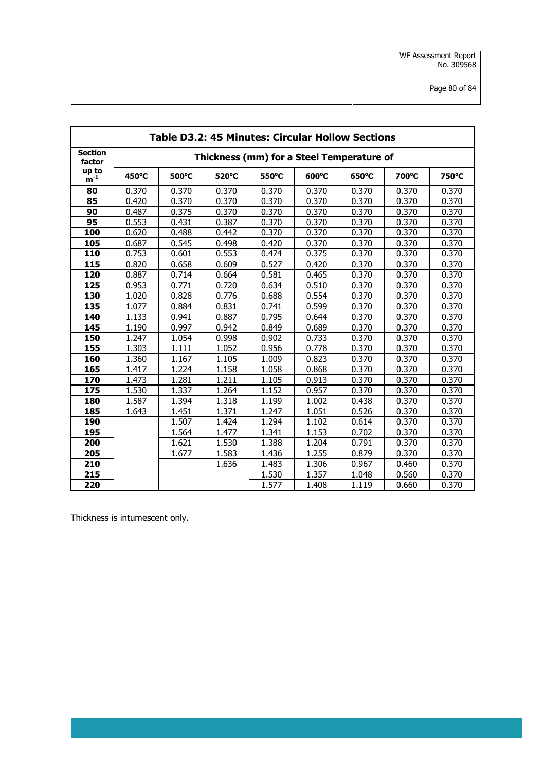| Table D3.2: 45 Minutes: Circular Hollow Sections | | | | | | | | |
|---|---|---|---|---|---|---|---|---|
| **Section factor up to $m^{-1}$** | **Thickness (mm) for a Steel Temperature of** | | | | | | | |
| | **450°C** | **500°C** | **520°C** | **550°C** | **600°C** | **650°C** | **700°C** | **750°C** |
| **80** | 0.370 | 0.370 | 0.370 | 0.370 | 0.370 | 0.370 | 0.370 | 0.370 |
| **85** | 0.420 | 0.370 | 0.370 | 0.370 | 0.370 | 0.370 | 0.370 | 0.370 |
| **90** | 0.487 | 0.375 | 0.370 | 0.370 | 0.370 | 0.370 | 0.370 | 0.370 |
| **95** | 0.553 | 0.431 | 0.387 | 0.370 | 0.370 | 0.370 | 0.370 | 0.370 |
| **100** | 0.620 | 0.488 | 0.442 | 0.370 | 0.370 | 0.370 | 0.370 | 0.370 |
| **105** | 0.687 | 0.545 | 0.498 | 0.420 | 0.370 | 0.370 | 0.370 | 0.370 |
| **110** | 0.753 | 0.601 | 0.553 | 0.474 | 0.375 | 0.370 | 0.370 | 0.370 |
| **115** | 0.820 | 0.658 | 0.609 | 0.527 | 0.420 | 0.370 | 0.370 | 0.370 |
| **120** | 0.887 | 0.714 | 0.664 | 0.581 | 0.465 | 0.370 | 0.370 | 0.370 |
| **125** | 0.953 | 0.771 | 0.720 | 0.634 | 0.510 | 0.370 | 0.370 | 0.370 |
| **130** | 1.020 | 0.828 | 0.776 | 0.688 | 0.554 | 0.370 | 0.370 | 0.370 |
| **135** | 1.077 | 0.884 | 0.831 | 0.741 | 0.599 | 0.370 | 0.370 | 0.370 |
| **140** | 1.133 | 0.941 | 0.887 | 0.795 | 0.644 | 0.370 | 0.370 | 0.370 |
| **145** | 1.190 | 0.997 | 0.942 | 0.849 | 0.689 | 0.370 | 0.370 | 0.370 |
| **150** | 1.247 | 1.054 | 0.998 | 0.902 | 0.733 | 0.370 | 0.370 | 0.370 |
| **155** | 1.303 | 1.111 | 1.052 | 0.956 | 0.778 | 0.370 | 0.370 | 0.370 |
| **160** | 1.360 | 1.167 | 1.105 | 1.009 | 0.823 | 0.370 | 0.370 | 0.370 |
| **165** | 1.417 | 1.224 | 1.158 | 1.058 | 0.868 | 0.370 | 0.370 | 0.370 |
| **170** | 1.473 | 1.281 | 1.211 | 1.105 | 0.913 | 0.370 | 0.370 | 0.370 |
| **175** | 1.530 | 1.337 | 1.264 | 1.152 | 0.957 | 0.370 | 0.370 | 0.370 |
| **180** | 1.587 | 1.394 | 1.318 | 1.199 | 1.002 | 0.438 | 0.370 | 0.370 |
| **185** | 1.643 | 1.451 | 1.371 | 1.247 | 1.051 | 0.526 | 0.370 | 0.370 |
| **190** | | 1.507 | 1.424 | 1.294 | 1.102 | 0.614 | 0.370 | 0.370 |
| **195** | | 1.564 | 1.477 | 1.341 | 1.153 | 0.702 | 0.370 | 0.370 |
| **200** | | 1.621 | 1.530 | 1.388 | 1.204 | 0.791 | 0.370 | 0.370 |
| **205** | | 1.677 | 1.583 | 1.436 | 1.255 | 0.879 | 0.370 | 0.370 |
| **210** | | | 1.636 | 1.483 | 1.306 | 0.967 | 0.460 | 0.370 |
| **215** | | | | 1.530 | 1.357 | 1.048 | 0.560 | 0.370 |
| **220** | | | | 1.577 | 1.408 | 1.119 | 0.660 | 0.370 |

Thickness is intumescent only.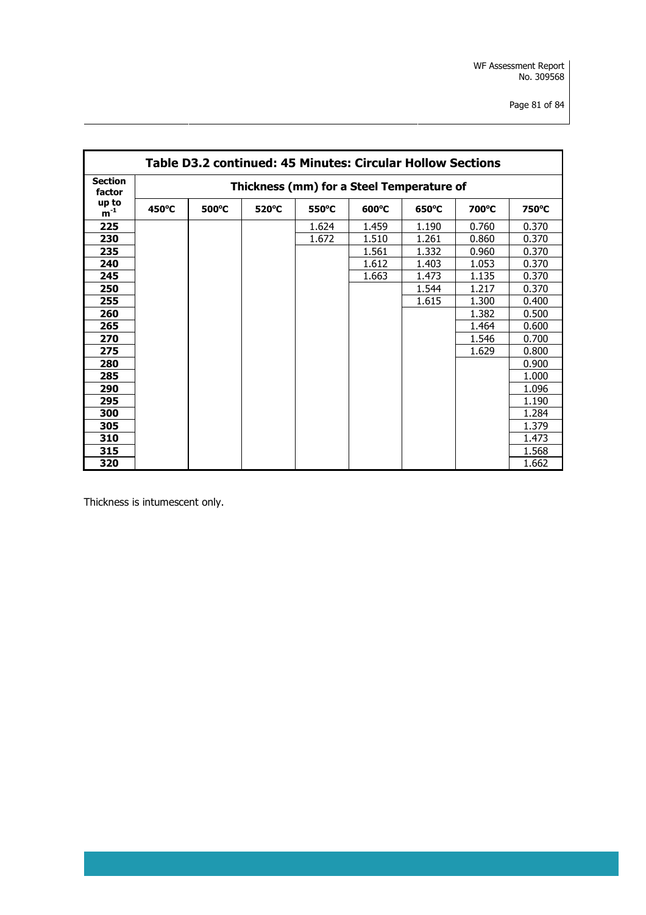| Table D3.2 continued: 45 Minutes: Circular Hollow Sections | | | | | | | | |
|---|---|---|---|---|---|---|---|---|
| Section factor up to $m^{-1}$ | Thickness (mm) for a Steel Temperature of | | | | | | | |
| | 450°C | 500°C | 520°C | 550°C | 600°C | 650°C | 700°C | 750°C |
| **225** | | | | 1.624 | 1.459 | 1.190 | 0.760 | 0.370 |
| **230** | | | | 1.672 | 1.510 | 1.261 | 0.860 | 0.370 |
| **235** | | | | | 1.561 | 1.332 | 0.960 | 0.370 |
| **240** | | | | | 1.612 | 1.403 | 1.053 | 0.370 |
| **245** | | | | | 1.663 | 1.473 | 1.135 | 0.370 |
| **250** | | | | | | 1.544 | 1.217 | 0.370 |
| **255** | | | | | | 1.615 | 1.300 | 0.400 |
| **260** | | | | | | | 1.382 | 0.500 |
| **265** | | | | | | | 1.464 | 0.600 |
| **270** | | | | | | | 1.546 | 0.700 |
| **275** | | | | | | | 1.629 | 0.800 |
| **280** | | | | | | | | 0.900 |
| **285** | | | | | | | | 1.000 |
| **290** | | | | | | | | 1.096 |
| **295** | | | | | | | | 1.190 |
| **300** | | | | | | | | 1.284 |
| **305** | | | | | | | | 1.379 |
| **310** | | | | | | | | 1.473 |
| **315** | | | | | | | | 1.568 |
| **320** | | | | | | | | 1.662 |

Thickness is intumescent only.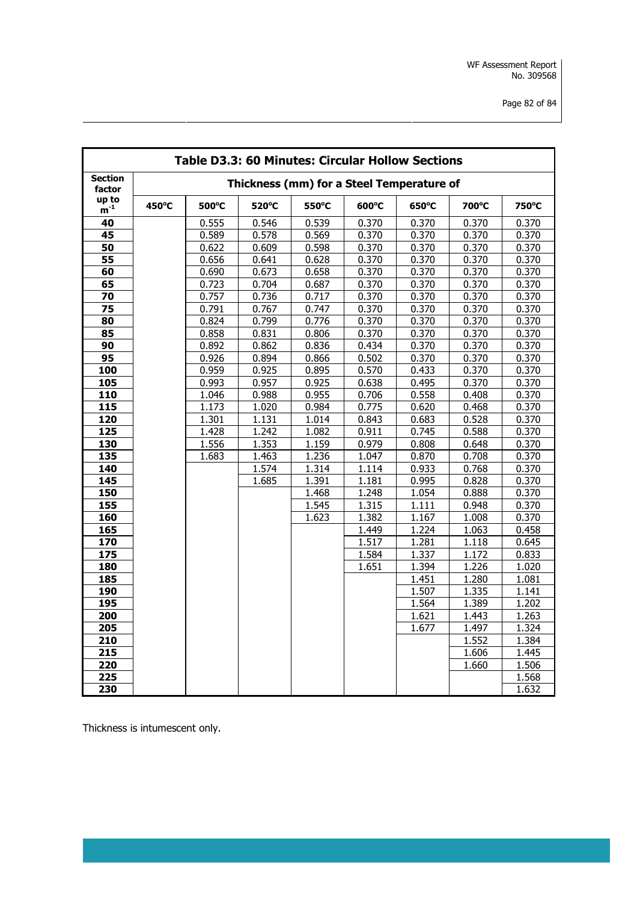| Table D3.3: 60 Minutes: Circular Hollow Sections | | | | | | | | |
|---|---|---|---|---|---|---|---|---|
| Section factor up to $m^{-1}$ | Thickness (mm) for a Steel Temperature of | | | | | | | |
| | 450°C | 500°C | 520°C | 550°C | 600°C | 650°C | 700°C | 750°C |
| 40 | | 0.555 | 0.546 | 0.539 | 0.370 | 0.370 | 0.370 | 0.370 |
| 45 | | 0.589 | 0.578 | 0.569 | 0.370 | 0.370 | 0.370 | 0.370 |
| 50 | | 0.622 | 0.609 | 0.598 | 0.370 | 0.370 | 0.370 | 0.370 |
| 55 | | 0.656 | 0.641 | 0.628 | 0.370 | 0.370 | 0.370 | 0.370 |
| 60 | | 0.690 | 0.673 | 0.658 | 0.370 | 0.370 | 0.370 | 0.370 |
| 65 | | 0.723 | 0.704 | 0.687 | 0.370 | 0.370 | 0.370 | 0.370 |
| 70 | | 0.757 | 0.736 | 0.717 | 0.370 | 0.370 | 0.370 | 0.370 |
| 75 | | 0.791 | 0.767 | 0.747 | 0.370 | 0.370 | 0.370 | 0.370 |
| 80 | | 0.824 | 0.799 | 0.776 | 0.370 | 0.370 | 0.370 | 0.370 |
| 85 | | 0.858 | 0.831 | 0.806 | 0.370 | 0.370 | 0.370 | 0.370 |
| 90 | | 0.892 | 0.862 | 0.836 | 0.434 | 0.370 | 0.370 | 0.370 |
| 95 | | 0.926 | 0.894 | 0.866 | 0.502 | 0.370 | 0.370 | 0.370 |
| 100 | | 0.959 | 0.925 | 0.895 | 0.570 | 0.433 | 0.370 | 0.370 |
| 105 | | 0.993 | 0.957 | 0.925 | 0.638 | 0.495 | 0.370 | 0.370 |
| 110 | | 1.046 | 0.988 | 0.955 | 0.706 | 0.558 | 0.408 | 0.370 |
| 115 | | 1.173 | 1.020 | 0.984 | 0.775 | 0.620 | 0.468 | 0.370 |
| 120 | | 1.301 | 1.131 | 1.014 | 0.843 | 0.683 | 0.528 | 0.370 |
| 125 | | 1.428 | 1.242 | 1.082 | 0.911 | 0.745 | 0.588 | 0.370 |
| 130 | | 1.556 | 1.353 | 1.159 | 0.979 | 0.808 | 0.648 | 0.370 |
| 135 | | 1.683 | 1.463 | 1.236 | 1.047 | 0.870 | 0.708 | 0.370 |
| 140 | | | 1.574 | 1.314 | 1.114 | 0.933 | 0.768 | 0.370 |
| 145 | | | 1.685 | 1.391 | 1.181 | 0.995 | 0.828 | 0.370 |
| 150 | | | | 1.468 | 1.248 | 1.054 | 0.888 | 0.370 |
| 155 | | | | 1.545 | 1.315 | 1.111 | 0.948 | 0.370 |
| 160 | | | | 1.623 | 1.382 | 1.167 | 1.008 | 0.370 |
| 165 | | | | | 1.449 | 1.224 | 1.063 | 0.458 |
| 170 | | | | | 1.517 | 1.281 | 1.118 | 0.645 |
| 175 | | | | | 1.584 | 1.337 | 1.172 | 0.833 |
| 180 | | | | | 1.651 | 1.394 | 1.226 | 1.020 |
| 185 | | | | | | 1.451 | 1.280 | 1.081 |
| 190 | | | | | | 1.507 | 1.335 | 1.141 |
| 195 | | | | | | 1.564 | 1.389 | 1.202 |
| 200 | | | | | | 1.621 | 1.443 | 1.263 |
| 205 | | | | | | 1.677 | 1.497 | 1.324 |
| 210 | | | | | | | 1.552 | 1.384 |
| 215 | | | | | | | 1.606 | 1.445 |
| 220 | | | | | | | 1.660 | 1.506 |
| 225 | | | | | | | | 1.568 |
| 230 | | | | | | | | 1.632 |

Thickness is intumescent only.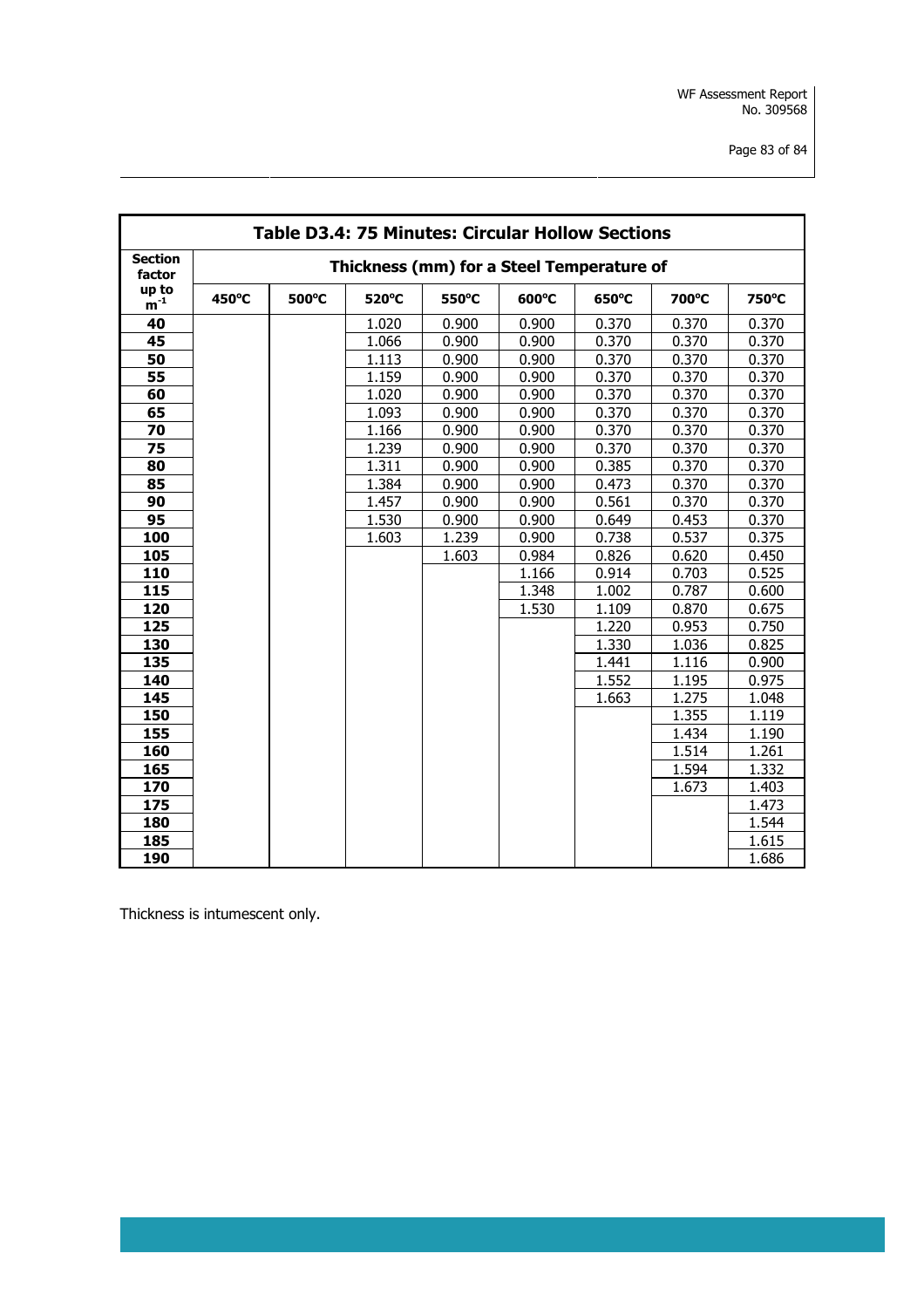| Table D3.4: 75 Minutes: Circular Hollow Sections | | | | | | | | |
|---|---|---|---|---|---|---|---|---|
| **Section factor up to $m^{-1}$** | **Thickness (mm) for a Steel Temperature of** | | | | | | | |
| | **450°C** | **500°C** | **520°C** | **550°C** | **600°C** | **650°C** | **700°C** | **750°C** |
| **40** | | | 1.020 | 0.900 | 0.900 | 0.370 | 0.370 | 0.370 |
| **45** | | | 1.066 | 0.900 | 0.900 | 0.370 | 0.370 | 0.370 |
| **50** | | | 1.113 | 0.900 | 0.900 | 0.370 | 0.370 | 0.370 |
| **55** | | | 1.159 | 0.900 | 0.900 | 0.370 | 0.370 | 0.370 |
| **60** | | | 1.020 | 0.900 | 0.900 | 0.370 | 0.370 | 0.370 |
| **65** | | | 1.093 | 0.900 | 0.900 | 0.370 | 0.370 | 0.370 |
| **70** | | | 1.166 | 0.900 | 0.900 | 0.370 | 0.370 | 0.370 |
| **75** | | | 1.239 | 0.900 | 0.900 | 0.370 | 0.370 | 0.370 |
| **80** | | | 1.311 | 0.900 | 0.900 | 0.385 | 0.370 | 0.370 |
| **85** | | | 1.384 | 0.900 | 0.900 | 0.473 | 0.370 | 0.370 |
| **90** | | | 1.457 | 0.900 | 0.900 | 0.561 | 0.370 | 0.370 |
| **95** | | | 1.530 | 0.900 | 0.900 | 0.649 | 0.453 | 0.370 |
| **100** | | | 1.603 | 1.239 | 0.900 | 0.738 | 0.537 | 0.375 |
| **105** | | | | 1.603 | 0.984 | 0.826 | 0.620 | 0.450 |
| **110** | | | | | 1.166 | 0.914 | 0.703 | 0.525 |
| **115** | | | | | 1.348 | 1.002 | 0.787 | 0.600 |
| **120** | | | | | 1.530 | 1.109 | 0.870 | 0.675 |
| **125** | | | | | | 1.220 | 0.953 | 0.750 |
| **130** | | | | | | 1.330 | 1.036 | 0.825 |
| **135** | | | | | | 1.441 | 1.116 | 0.900 |
| **140** | | | | | | 1.552 | 1.195 | 0.975 |
| **145** | | | | | | 1.663 | 1.275 | 1.048 |
| **150** | | | | | | | 1.355 | 1.119 |
| **155** | | | | | | | 1.434 | 1.190 |
| **160** | | | | | | | 1.514 | 1.261 |
| **165** | | | | | | | 1.594 | 1.332 |
| **170** | | | | | | | 1.673 | 1.403 |
| **175** | | | | | | | | 1.473 |
| **180** | | | | | | | | 1.544 |
| **185** | | | | | | | | 1.615 |
| **190** | | | | | | | | 1.686 |

Thickness is intumescent only.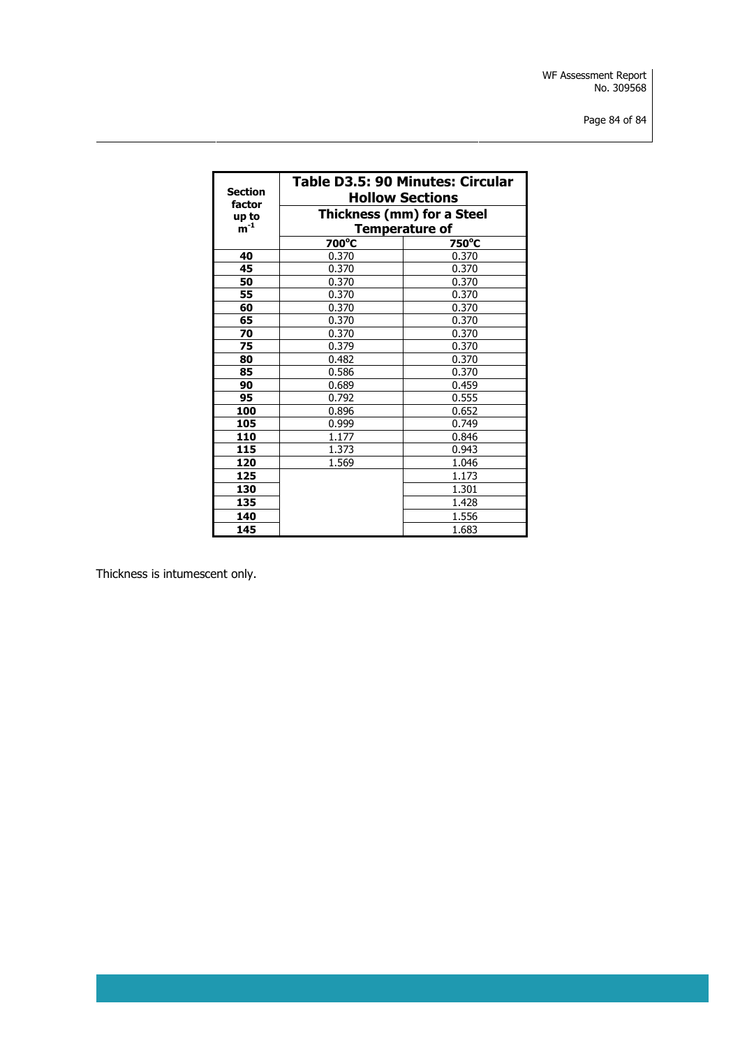| Section factor up to $m^{-1}$ | Table D3.5: 90 Minutes: Circular Hollow Sections — Thickness (mm) for a Steel Temperature of | |
|---|---|---|
| | 700°C | 750°C |
| 40 | 0.370 | 0.370 |
| 45 | 0.370 | 0.370 |
| 50 | 0.370 | 0.370 |
| 55 | 0.370 | 0.370 |
| 60 | 0.370 | 0.370 |
| 65 | 0.370 | 0.370 |
| 70 | 0.370 | 0.370 |
| 75 | 0.379 | 0.370 |
| 80 | 0.482 | 0.370 |
| 85 | 0.586 | 0.370 |
| 90 | 0.689 | 0.459 |
| 95 | 0.792 | 0.555 |
| 100 | 0.896 | 0.652 |
| 105 | 0.999 | 0.749 |
| 110 | 1.177 | 0.846 |
| 115 | 1.373 | 0.943 |
| 120 | 1.569 | 1.046 |
| 125 | | 1.173 |
| 130 | | 1.301 |
| 135 | | 1.428 |
| 140 | | 1.556 |
| 145 | | 1.683 |

Thickness is intumescent only.